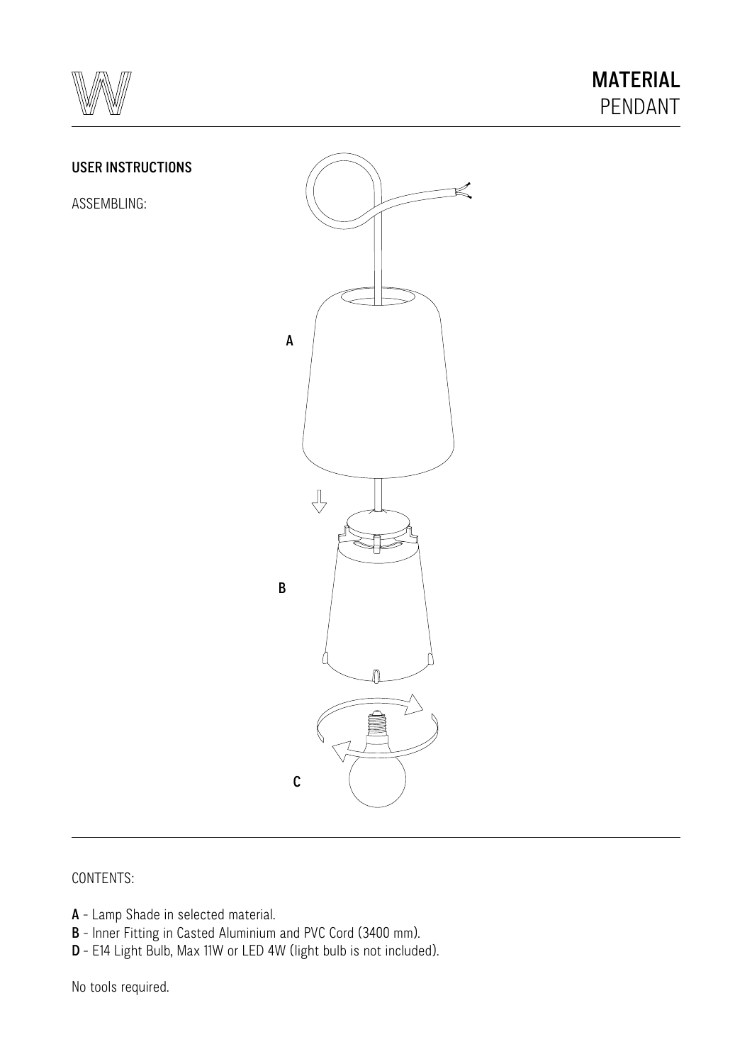# MATERIAL
PENDANT

## USER INSTRUCTIONS

ASSEMBLING:

A

B

C

CONTENTS:

**A** - Lamp Shade in selected material.
**B** - Inner Fitting in Casted Aluminium and PVC Cord (3400 mm).
**D** - E14 Light Bulb, Max 11W or LED 4W (light bulb is not included).

No tools required.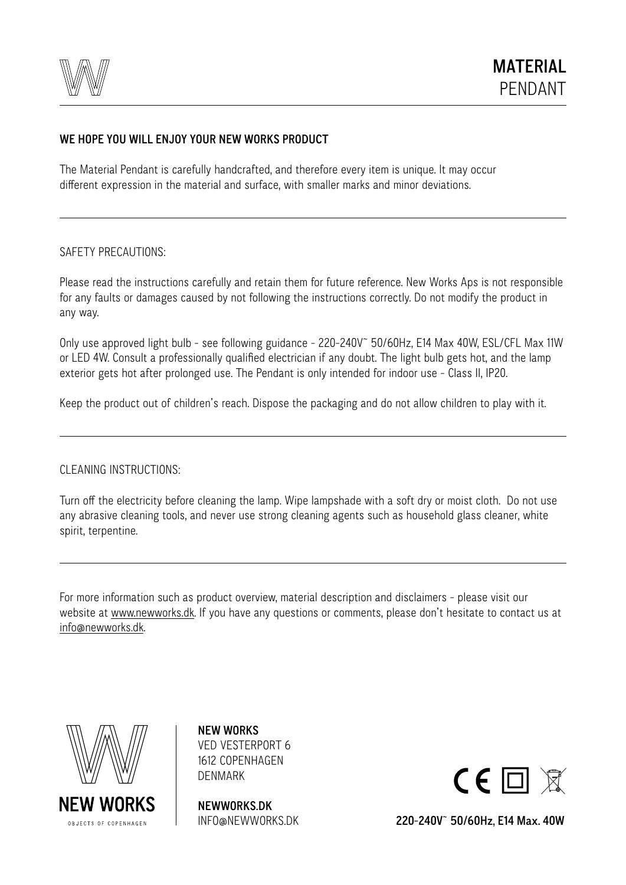# MATERIAL
PENDANT

## WE HOPE YOU WILL ENJOY YOUR NEW WORKS PRODUCT

The Material Pendant is carefully handcrafted, and therefore every item is unique. It may occur different expression in the material and surface, with smaller marks and minor deviations.

---

SAFETY PRECAUTIONS:

Please read the instructions carefully and retain them for future reference. New Works Aps is not responsible for any faults or damages caused by not following the instructions correctly. Do not modify the product in any way.

Only use approved light bulb - see following guidance - 220-240V~ 50/60Hz, E14 Max 40W, ESL/CFL Max 11W or LED 4W. Consult a professionally qualified electrician if any doubt. The light bulb gets hot, and the lamp exterior gets hot after prolonged use. The Pendant is only intended for indoor use - Class II, IP20.

Keep the product out of children's reach. Dispose the packaging and do not allow children to play with it.

---

CLEANING INSTRUCTIONS:

Turn off the electricity before cleaning the lamp. Wipe lampshade with a soft dry or moist cloth. Do not use any abrasive cleaning tools, and never use strong cleaning agents such as household glass cleaner, white spirit, terpentine.

---

For more information such as product overview, material description and disclaimers - please visit our website at www.newworks.dk. If you have any questions or comments, please don't hesitate to contact us at info@newworks.dk.

NEW WORKS
OBJECTS OF COPENHAGEN

NEW WORKS
VED VESTERPORT 6
1612 COPENHAGEN
DENMARK

NEWWORKS.DK
INFO@NEWWORKS.DK

220-240V~ 50/60Hz, E14 Max. 40W